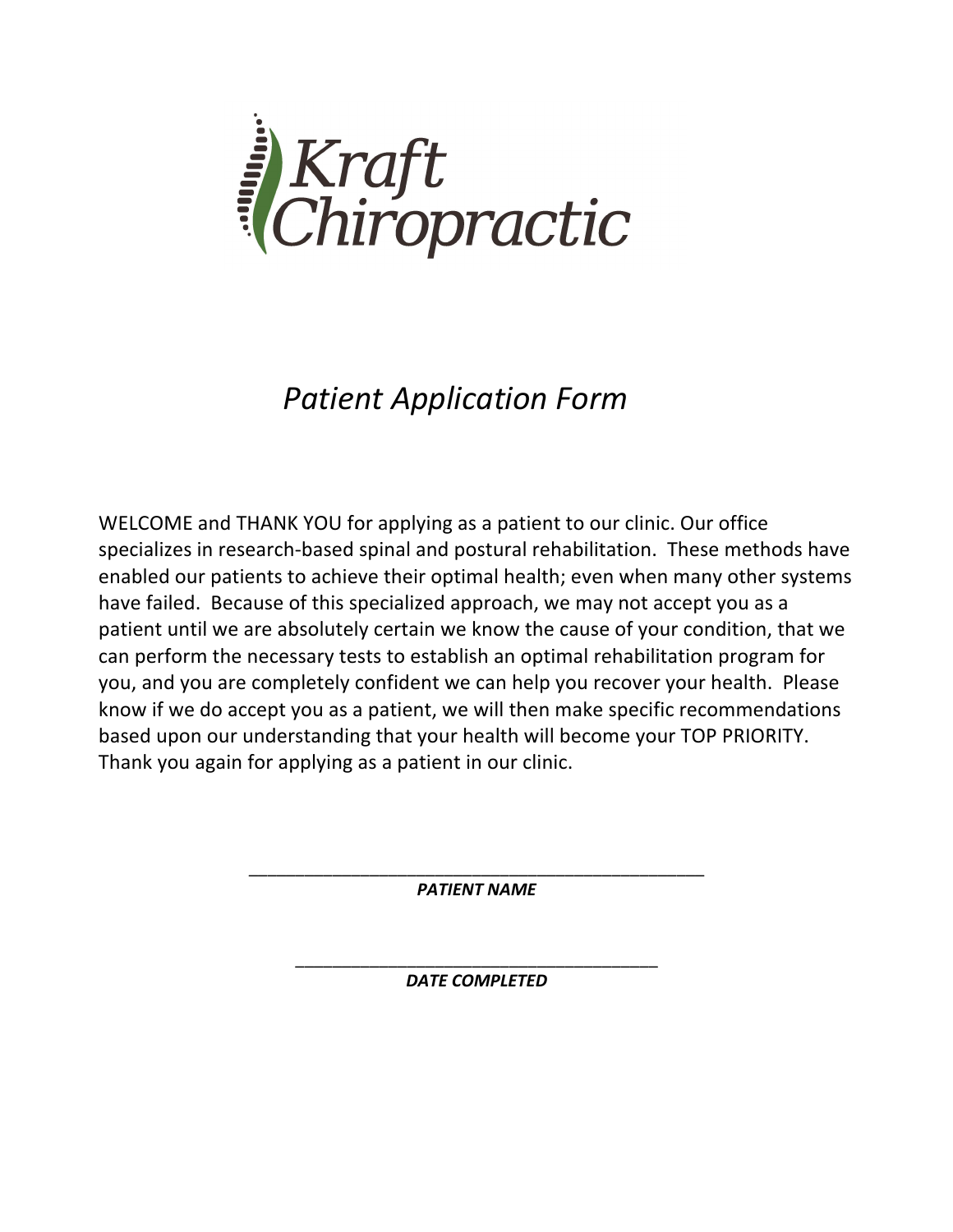# Kraft Chiropractic

## *Patient Application Form*

WELCOME and THANK YOU for applying as a patient to our clinic. Our office specializes in research-based spinal and postural rehabilitation. These methods have enabled our patients to achieve their optimal health; even when many other systems have failed. Because of this specialized approach, we may not accept you as a patient until we are absolutely certain we know the cause of your condition, that we can perform the necessary tests to establish an optimal rehabilitation program for you, and you are completely confident we can help you recover your health. Please know if we do accept you as a patient, we will then make specific recommendations based upon our understanding that your health will become your TOP PRIORITY. Thank you again for applying as a patient in our clinic.

_______________________________________________
***PATIENT NAME***

_____________________________________
***DATE COMPLETED***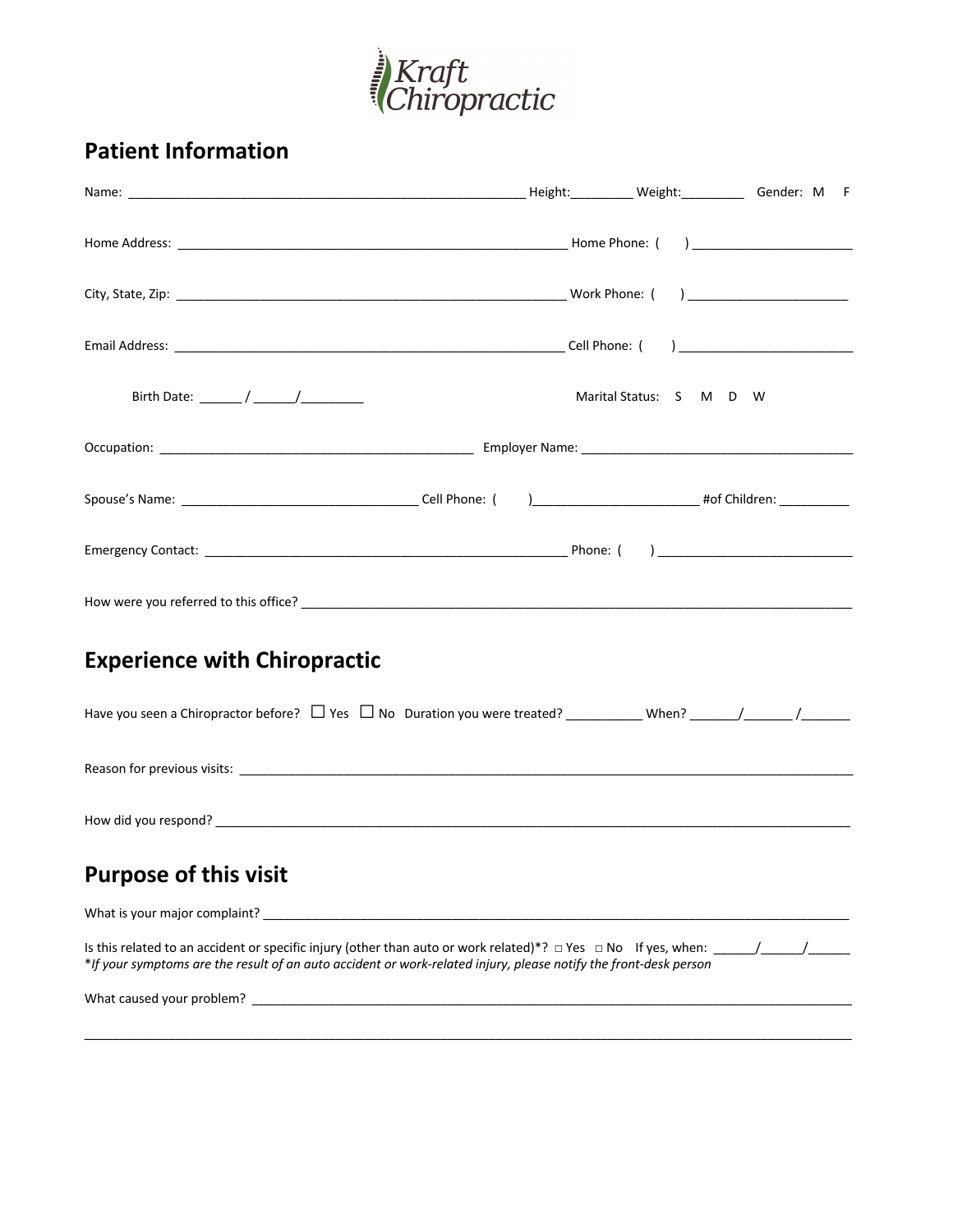Kraft Chiropractic

## Patient Information

Name: _______________________________________________________ Height:_________ Weight:_________ Gender: M F

Home Address: ______________________________________________________ Home Phone: ( ) ______________________

City, State, Zip: ______________________________________________________ Work Phone: ( ) ______________________

Email Address: ______________________________________________________ Cell Phone: ( ) ________________________

Birth Date: ______ / ______/_________ Marital Status: S M D W

Occupation: ____________________________________________ Employer Name: ______________________________________

Spouse's Name: _________________________________ Cell Phone: ( )_______________________ #of Children: __________

Emergency Contact: ___________________________________________________ Phone: ( ) ___________________________

How were you referred to this office? ________________________________________________________________________________

## Experience with Chiropractic

Have you seen a Chiropractor before? ☐ Yes ☐ No Duration you were treated? ___________ When? _______/_______ /_______

Reason for previous visits: _______________________________________________________________________________________

How did you respond? ___________________________________________________________________________________________

## Purpose of this visit

What is your major complaint? _____________________________________________________________________________________

Is this related to an accident or specific injury (other than auto or work related)*? □ Yes □ No If yes, when: ______/______/______
**If your symptoms are the result of an auto accident or work-related injury, please notify the front-desk person*

What caused your problem? ________________________________________________________________________________________

______________________________________________________________________________________________________________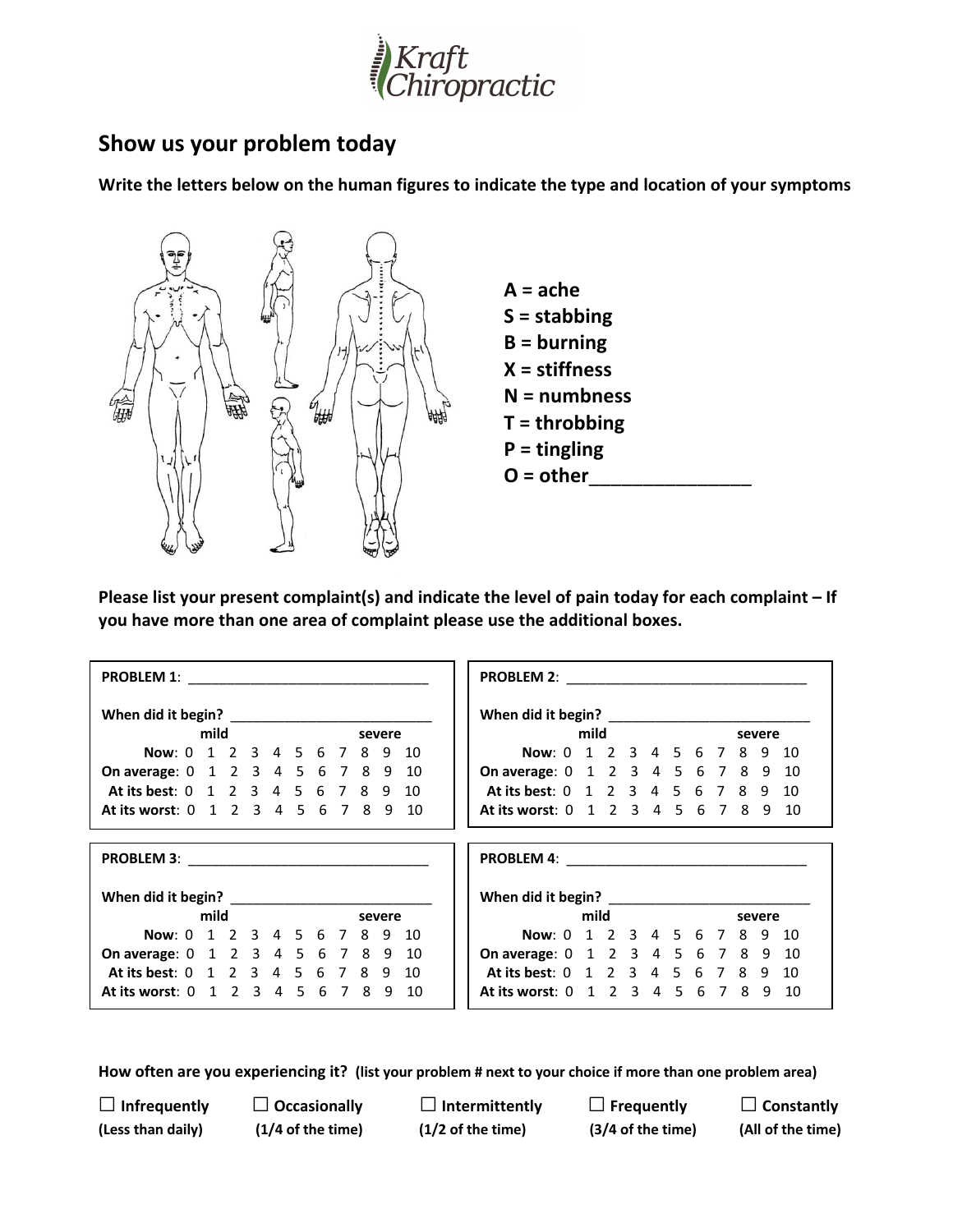Kraft Chiropractic

## Show us your problem today

**Write the letters below on the human figures to indicate the type and location of your symptoms**

**A = ache**
**S = stabbing**
**B = burning**
**X = stiffness**
**N = numbness**
**T = throbbing**
**P = tingling**
**O = other\_\_\_\_\_\_\_\_\_\_\_\_\_\_\_\_**

**Please list your present complaint(s) and indicate the level of pain today for each complaint – If you have more than one area of complaint please use the additional boxes.**

**PROBLEM 1**: \_\_\_\_\_\_\_\_\_\_\_\_\_\_\_\_\_\_\_\_\_\_\_\_\_\_\_\_\_\_\_\_

**When did it begin?** \_\_\_\_\_\_\_\_\_\_\_\_\_\_\_\_\_\_\_\_\_\_\_\_\_\_\_

| | mild | | | | | | | | | | severe |
|---|---|---|---|---|---|---|---|---|---|---|---|
| **Now**: | 0 | 1 | 2 | 3 | 4 | 5 | 6 | 7 | 8 | 9 | 10 |
| **On average**: | 0 | 1 | 2 | 3 | 4 | 5 | 6 | 7 | 8 | 9 | 10 |
| **At its best**: | 0 | 1 | 2 | 3 | 4 | 5 | 6 | 7 | 8 | 9 | 10 |
| **At its worst**: | 0 | 1 | 2 | 3 | 4 | 5 | 6 | 7 | 8 | 9 | 10 |

**PROBLEM 2**: \_\_\_\_\_\_\_\_\_\_\_\_\_\_\_\_\_\_\_\_\_\_\_\_\_\_\_\_\_\_\_\_

**When did it begin?** \_\_\_\_\_\_\_\_\_\_\_\_\_\_\_\_\_\_\_\_\_\_\_\_\_\_\_

| | mild | | | | | | | | | | severe |
|---|---|---|---|---|---|---|---|---|---|---|---|
| **Now**: | 0 | 1 | 2 | 3 | 4 | 5 | 6 | 7 | 8 | 9 | 10 |
| **On average**: | 0 | 1 | 2 | 3 | 4 | 5 | 6 | 7 | 8 | 9 | 10 |
| **At its best**: | 0 | 1 | 2 | 3 | 4 | 5 | 6 | 7 | 8 | 9 | 10 |
| **At its worst**: | 0 | 1 | 2 | 3 | 4 | 5 | 6 | 7 | 8 | 9 | 10 |

**PROBLEM 3**: \_\_\_\_\_\_\_\_\_\_\_\_\_\_\_\_\_\_\_\_\_\_\_\_\_\_\_\_\_\_\_\_

**When did it begin?** \_\_\_\_\_\_\_\_\_\_\_\_\_\_\_\_\_\_\_\_\_\_\_\_\_\_\_

| | mild | | | | | | | | | | severe |
|---|---|---|---|---|---|---|---|---|---|---|---|
| **Now**: | 0 | 1 | 2 | 3 | 4 | 5 | 6 | 7 | 8 | 9 | 10 |
| **On average**: | 0 | 1 | 2 | 3 | 4 | 5 | 6 | 7 | 8 | 9 | 10 |
| **At its best**: | 0 | 1 | 2 | 3 | 4 | 5 | 6 | 7 | 8 | 9 | 10 |
| **At its worst**: | 0 | 1 | 2 | 3 | 4 | 5 | 6 | 7 | 8 | 9 | 10 |

**PROBLEM 4**: \_\_\_\_\_\_\_\_\_\_\_\_\_\_\_\_\_\_\_\_\_\_\_\_\_\_\_\_\_\_\_\_

**When did it begin?** \_\_\_\_\_\_\_\_\_\_\_\_\_\_\_\_\_\_\_\_\_\_\_\_\_\_\_

| | mild | | | | | | | | | | severe |
|---|---|---|---|---|---|---|---|---|---|---|---|
| **Now**: | 0 | 1 | 2 | 3 | 4 | 5 | 6 | 7 | 8 | 9 | 10 |
| **On average**: | 0 | 1 | 2 | 3 | 4 | 5 | 6 | 7 | 8 | 9 | 10 |
| **At its best**: | 0 | 1 | 2 | 3 | 4 | 5 | 6 | 7 | 8 | 9 | 10 |
| **At its worst**: | 0 | 1 | 2 | 3 | 4 | 5 | 6 | 7 | 8 | 9 | 10 |

**How often are you experiencing it? (list your problem # next to your choice if more than one problem area)**

| ☐ **Infrequently** | ☐ **Occasionally** | ☐ **Intermittently** | ☐ **Frequently** | ☐ **Constantly** |
|---|---|---|---|---|
| **(Less than daily)** | **(1/4 of the time)** | **(1/2 of the time)** | **(3/4 of the time)** | **(All of the time)** |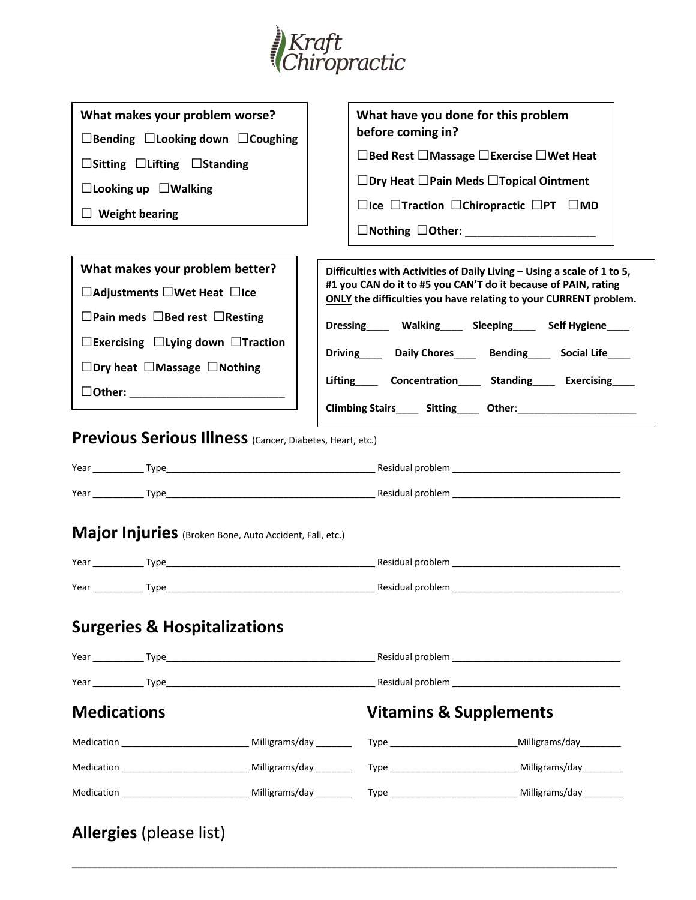Kraft Chiropractic

**What makes your problem worse?**

☐Bending ☐Looking down ☐Coughing

☐Sitting ☐Lifting ☐Standing

☐Looking up ☐Walking

☐ Weight bearing

**What have you done for this problem before coming in?**

☐Bed Rest ☐Massage ☐Exercise ☐Wet Heat

☐Dry Heat ☐Pain Meds ☐Topical Ointment

☐Ice ☐Traction ☐Chiropractic ☐PT ☐MD

☐Nothing ☐Other: ____________________

**What makes your problem better?**

☐Adjustments ☐Wet Heat ☐Ice

☐Pain meds ☐Bed rest ☐Resting

☐Exercising ☐Lying down ☐Traction

☐Dry heat ☐Massage ☐Nothing

☐Other: ________________________

**Difficulties with Activities of Daily Living – Using a scale of 1 to 5, #1 you CAN do it to #5 you CAN'T do it because of PAIN, rating ONLY the difficulties you have relating to your CURRENT problem.**

**Dressing**____ **Walking**____ **Sleeping**____ **Self Hygiene**____

**Driving**____ **Daily Chores**____ **Bending**____ **Social Life**____

**Lifting**____ **Concentration**____ **Standing**____ **Exercising**____

**Climbing Stairs**____ **Sitting**____ **Other**:____________________

## Previous Serious Illness (Cancer, Diabetes, Heart, etc.)

Year _________ Type_______________________________________ Residual problem ______________________________

Year _________ Type_______________________________________ Residual problem ______________________________

## Major Injuries (Broken Bone, Auto Accident, Fall, etc.)

Year _________ Type_______________________________________ Residual problem ______________________________

Year _________ Type_______________________________________ Residual problem ______________________________

## Surgeries & Hospitalizations

Year _________ Type_______________________________________ Residual problem ______________________________

Year _________ Type_______________________________________ Residual problem ______________________________

## Medications

Medication ______________________ Milligrams/day _______

Medication ______________________ Milligrams/day _______

Medication ______________________ Milligrams/day _______

## Vitamins & Supplements

Type ______________________ Milligrams/day________

Type ______________________ Milligrams/day________

Type ______________________ Milligrams/day________

## Allergies (please list)

________________________________________________________________________________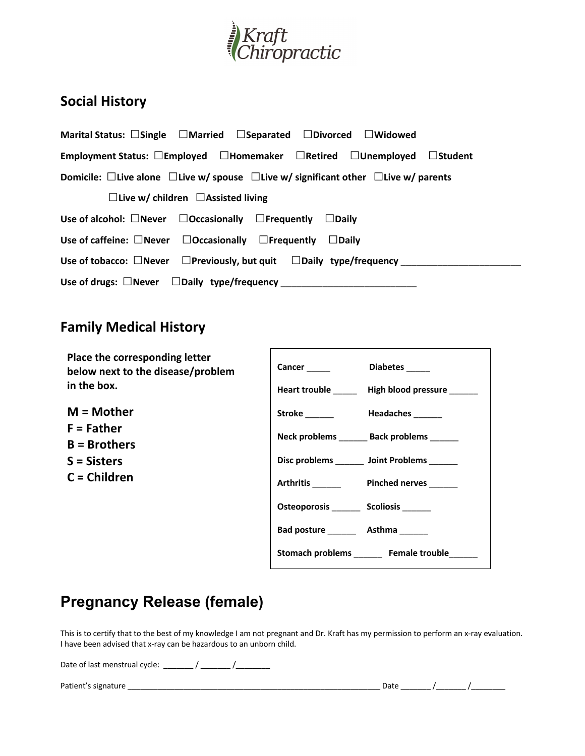Kraft Chiropractic

## Social History

**Marital Status:** ☐Single ☐Married ☐Separated ☐Divorced ☐Widowed

**Employment Status:** ☐Employed ☐Homemaker ☐Retired ☐Unemployed ☐Student

**Domicile:** ☐Live alone ☐Live w/ spouse ☐Live w/ significant other ☐Live w/ parents
☐Live w/ children ☐Assisted living

**Use of alcohol:** ☐Never ☐Occasionally ☐Frequently ☐Daily

**Use of caffeine:** ☐Never ☐Occasionally ☐Frequently ☐Daily

**Use of tobacco:** ☐Never ☐Previously, but quit ☐Daily type/frequency _______________________

**Use of drugs:** ☐Never ☐Daily type/frequency __________________________

## Family Medical History

**Place the corresponding letter below next to the disease/problem in the box.**

**M = Mother**
**F = Father**
**B = Brothers**
**S = Sisters**
**C = Children**

| | |
|---|---|
| Cancer _____ | Diabetes _____ |
| Heart trouble _____ | High blood pressure ______ |
| Stroke ______ | Headaches ______ |
| Neck problems ______ | Back problems ______ |
| Disc problems ______ | Joint Problems ______ |
| Arthritis ______ | Pinched nerves ______ |
| Osteoporosis ______ | Scoliosis ______ |
| Bad posture ______ | Asthma ______ |
| Stomach problems ______ | Female trouble______ |

# Pregnancy Release (female)

This is to certify that to the best of my knowledge I am not pregnant and Dr. Kraft has my permission to perform an x-ray evaluation. I have been advised that x-ray can be hazardous to an unborn child.

Date of last menstrual cycle: _______ / _______ /________

Patient's signature ___________________________________________________________ Date _______ /_______ /________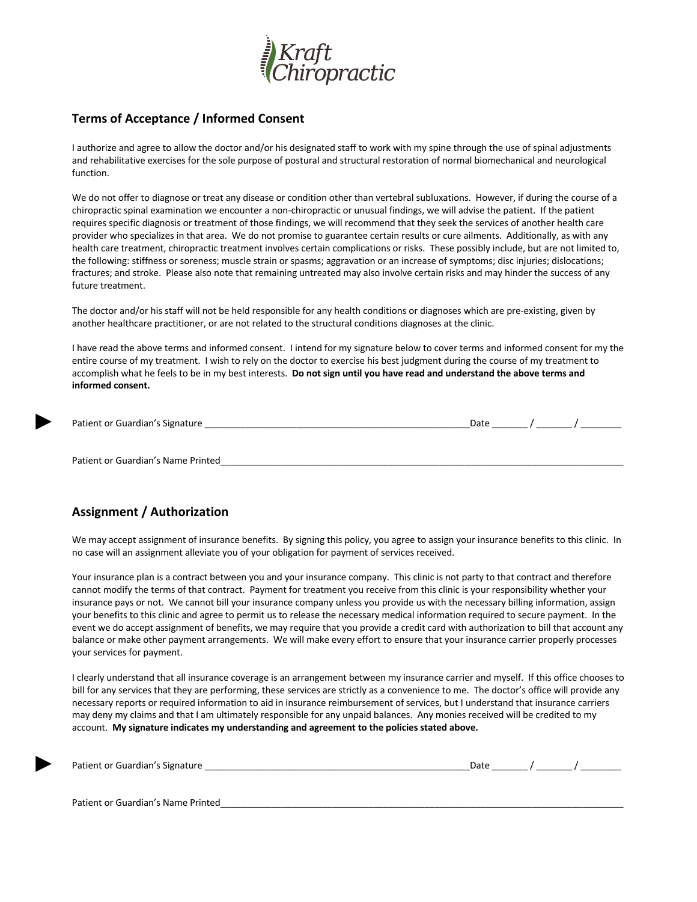Kraft Chiropractic

## Terms of Acceptance / Informed Consent

I authorize and agree to allow the doctor and/or his designated staff to work with my spine through the use of spinal adjustments and rehabilitative exercises for the sole purpose of postural and structural restoration of normal biomechanical and neurological function.

We do not offer to diagnose or treat any disease or condition other than vertebral subluxations. However, if during the course of a chiropractic spinal examination we encounter a non-chiropractic or unusual findings, we will advise the patient. If the patient requires specific diagnosis or treatment of those findings, we will recommend that they seek the services of another health care provider who specializes in that area. We do not promise to guarantee certain results or cure ailments. Additionally, as with any health care treatment, chiropractic treatment involves certain complications or risks. These possibly include, but are not limited to, the following: stiffness or soreness; muscle strain or spasms; aggravation or an increase of symptoms; disc injuries; dislocations; fractures; and stroke. Please also note that remaining untreated may also involve certain risks and may hinder the success of any future treatment.

The doctor and/or his staff will not be held responsible for any health conditions or diagnoses which are pre-existing, given by another healthcare practitioner, or are not related to the structural conditions diagnoses at the clinic.

I have read the above terms and informed consent. I intend for my signature below to cover terms and informed consent for my the entire course of my treatment. I wish to rely on the doctor to exercise his best judgment during the course of my treatment to accomplish what he feels to be in my best interests. **Do not sign until you have read and understand the above terms and informed consent.**

► Patient or Guardian's Signature ____________________________________________________ Date _______ / _______ / ________

Patient or Guardian's Name Printed______________________________________________________________________________

## Assignment / Authorization

We may accept assignment of insurance benefits. By signing this policy, you agree to assign your insurance benefits to this clinic. In no case will an assignment alleviate you of your obligation for payment of services received.

Your insurance plan is a contract between you and your insurance company. This clinic is not party to that contract and therefore cannot modify the terms of that contract. Payment for treatment you receive from this clinic is your responsibility whether your insurance pays or not. We cannot bill your insurance company unless you provide us with the necessary billing information, assign your benefits to this clinic and agree to permit us to release the necessary medical information required to secure payment. In the event we do accept assignment of benefits, we may require that you provide a credit card with authorization to bill that account any balance or make other payment arrangements. We will make every effort to ensure that your insurance carrier properly processes your services for payment.

I clearly understand that all insurance coverage is an arrangement between my insurance carrier and myself. If this office chooses to bill for any services that they are performing, these services are strictly as a convenience to me. The doctor's office will provide any necessary reports or required information to aid in insurance reimbursement of services, but I understand that insurance carriers may deny my claims and that I am ultimately responsible for any unpaid balances. Any monies received will be credited to my account. **My signature indicates my understanding and agreement to the policies stated above.**

► Patient or Guardian's Signature ____________________________________________________ Date _______ / _______ / ________

Patient or Guardian's Name Printed______________________________________________________________________________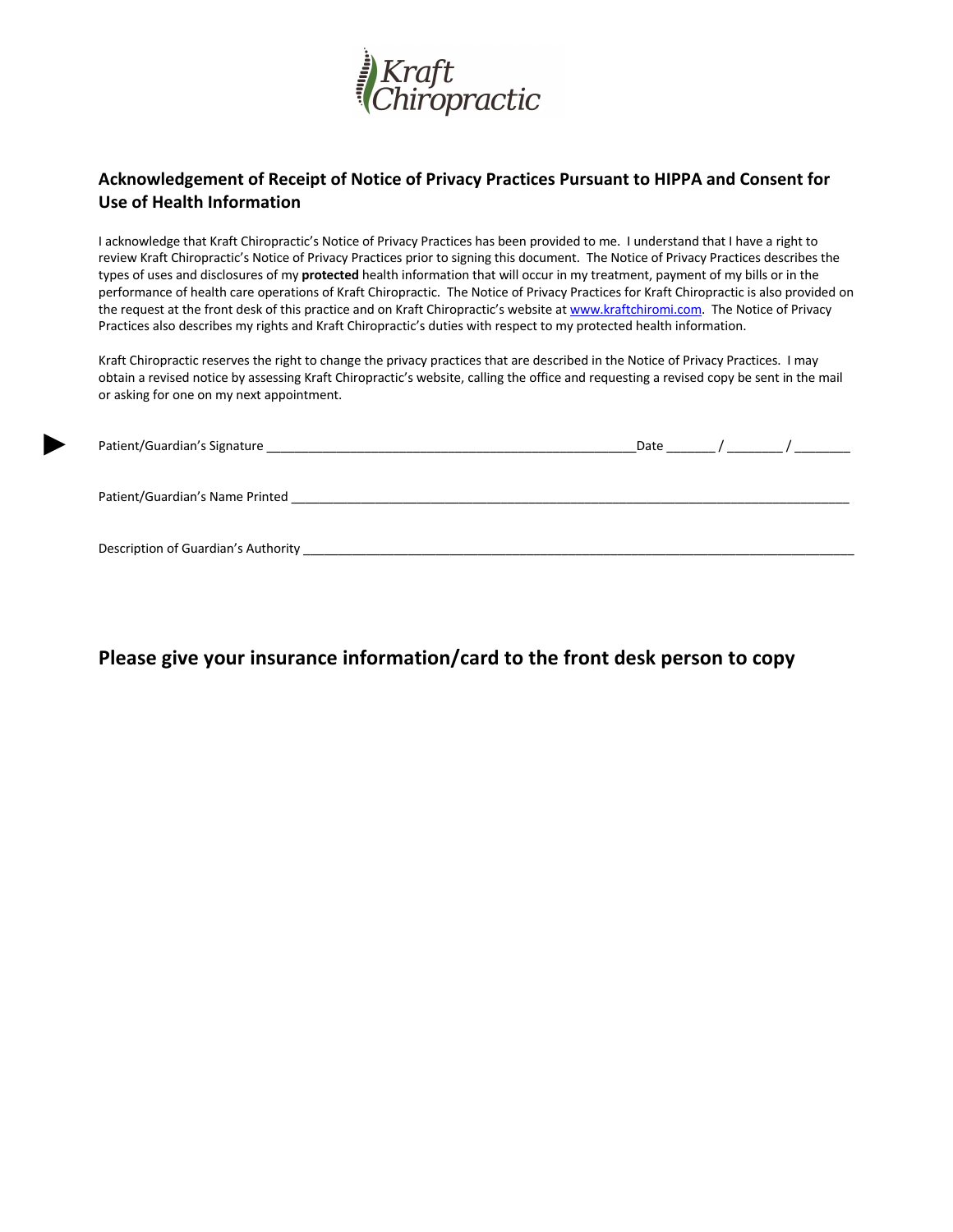Kraft Chiropractic

## Acknowledgement of Receipt of Notice of Privacy Practices Pursuant to HIPPA and Consent for Use of Health Information

I acknowledge that Kraft Chiropractic's Notice of Privacy Practices has been provided to me. I understand that I have a right to review Kraft Chiropractic's Notice of Privacy Practices prior to signing this document. The Notice of Privacy Practices describes the types of uses and disclosures of my **protected** health information that will occur in my treatment, payment of my bills or in the performance of health care operations of Kraft Chiropractic. The Notice of Privacy Practices for Kraft Chiropractic is also provided on the request at the front desk of this practice and on Kraft Chiropractic's website at www.kraftchiromi.com. The Notice of Privacy Practices also describes my rights and Kraft Chiropractic's duties with respect to my protected health information.

Kraft Chiropractic reserves the right to change the privacy practices that are described in the Notice of Privacy Practices. I may obtain a revised notice by assessing Kraft Chiropractic's website, calling the office and requesting a revised copy be sent in the mail or asking for one on my next appointment.

► Patient/Guardian's Signature ____________________________________________________ Date _______ / ________ / ________

Patient/Guardian's Name Printed ______________________________________________________________________________

Description of Guardian's Authority ____________________________________________________________________________

## Please give your insurance information/card to the front desk person to copy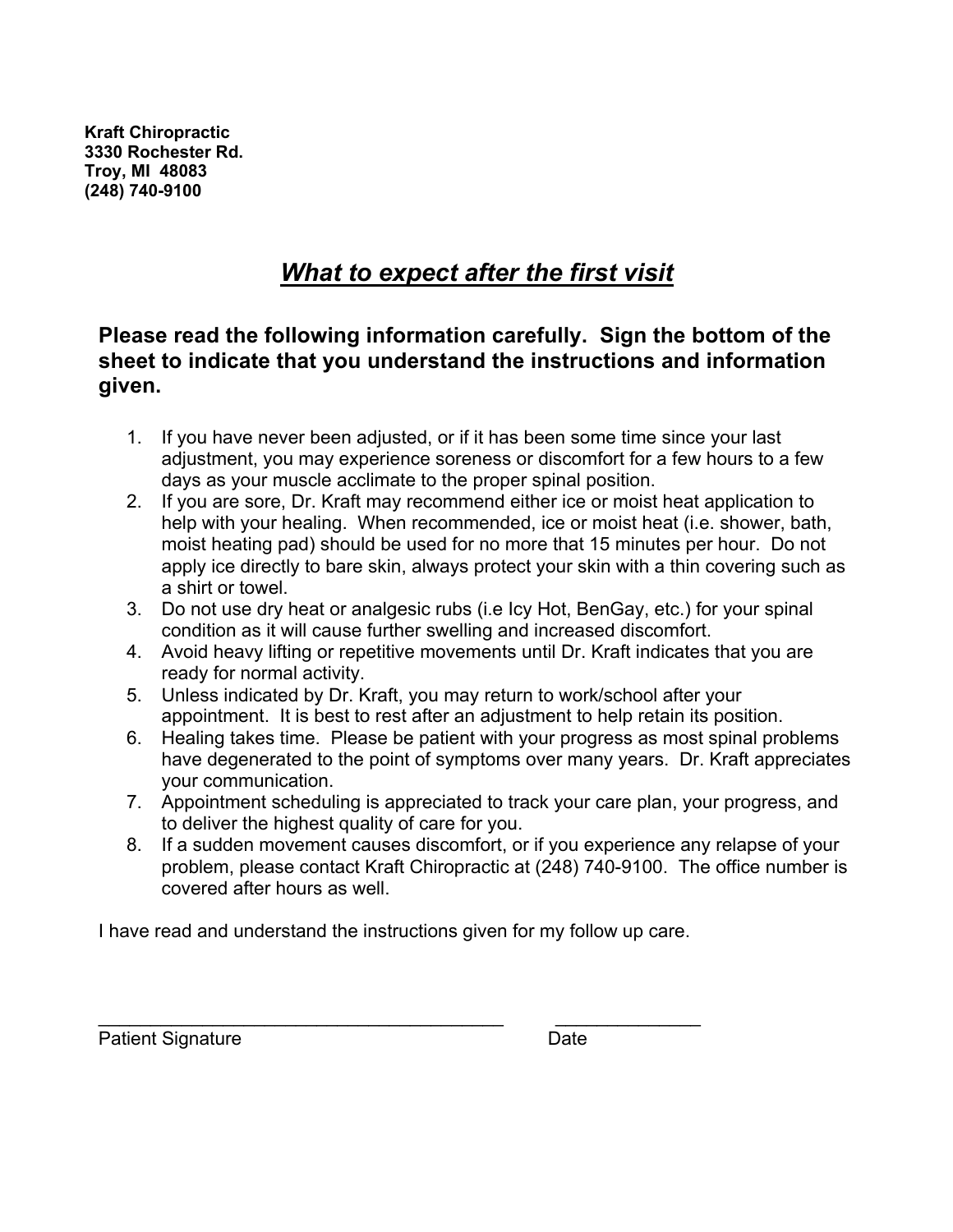**Kraft Chiropractic**
**3330 Rochester Rd.**
**Troy, MI 48083**
**(248) 740-9100**

# ***What to expect after the first visit***

**Please read the following information carefully. Sign the bottom of the sheet to indicate that you understand the instructions and information given.**

1. If you have never been adjusted, or if it has been some time since your last adjustment, you may experience soreness or discomfort for a few hours to a few days as your muscle acclimate to the proper spinal position.
2. If you are sore, Dr. Kraft may recommend either ice or moist heat application to help with your healing. When recommended, ice or moist heat (i.e. shower, bath, moist heating pad) should be used for no more that 15 minutes per hour. Do not apply ice directly to bare skin, always protect your skin with a thin covering such as a shirt or towel.
3. Do not use dry heat or analgesic rubs (i.e Icy Hot, BenGay, etc.) for your spinal condition as it will cause further swelling and increased discomfort.
4. Avoid heavy lifting or repetitive movements until Dr. Kraft indicates that you are ready for normal activity.
5. Unless indicated by Dr. Kraft, you may return to work/school after your appointment. It is best to rest after an adjustment to help retain its position.
6. Healing takes time. Please be patient with your progress as most spinal problems have degenerated to the point of symptoms over many years. Dr. Kraft appreciates your communication.
7. Appointment scheduling is appreciated to track your care plan, your progress, and to deliver the highest quality of care for you.
8. If a sudden movement causes discomfort, or if you experience any relapse of your problem, please contact Kraft Chiropractic at (248) 740-9100. The office number is covered after hours as well.

I have read and understand the instructions given for my follow up care.

\_\_\_\_\_\_\_\_\_\_\_\_\_\_\_\_\_\_\_\_\_\_\_\_\_\_\_\_\_\_\_\_\_\_\_\_\_\_\_\_ \_\_\_\_\_\_\_\_\_\_\_\_\_\_\_
Patient Signature Date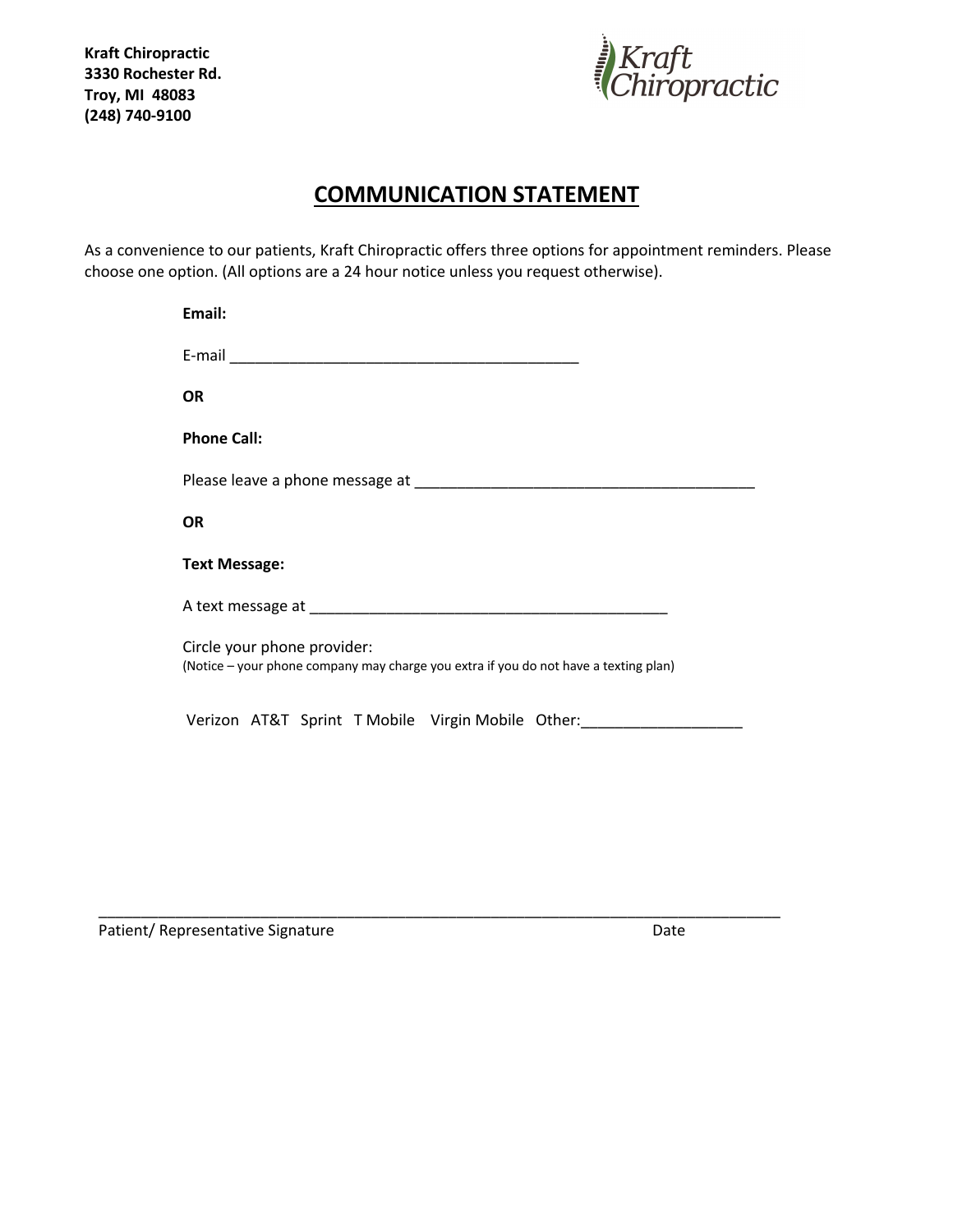**Kraft Chiropractic**
**3330 Rochester Rd.**
**Troy, MI 48083**
**(248) 740-9100**

# COMMUNICATION STATEMENT

As a convenience to our patients, Kraft Chiropractic offers three options for appointment reminders. Please choose one option. (All options are a 24 hour notice unless you request otherwise).

**Email:**

E-mail ________________________________________

**OR**

**Phone Call:**

Please leave a phone message at ______________________________________

**OR**

**Text Message:**

A text message at ________________________________________

Circle your phone provider:
(Notice – your phone company may charge you extra if you do not have a texting plan)

Verizon AT&T Sprint T Mobile Virgin Mobile Other:__________________

_______________________________________________________________________________
Patient/ Representative Signature Date